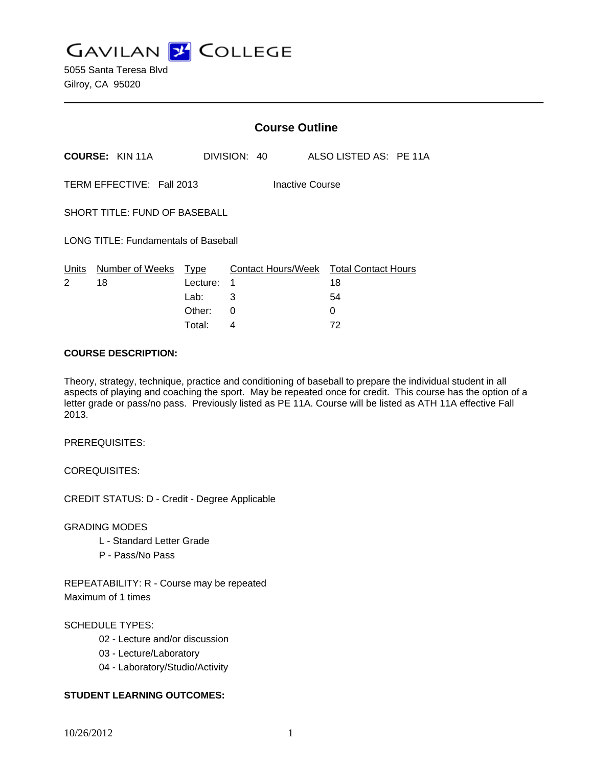# GAVILAN COLLEGE

5055 Santa Teresa Blvd
Gilroy, CA 95020

---

## Course Outline

**COURSE:** KIN 11A DIVISION: 40 ALSO LISTED AS: PE 11A

TERM EFFECTIVE: Fall 2013 Inactive Course

SHORT TITLE: FUND OF BASEBALL

LONG TITLE: Fundamentals of Baseball

| Units | Number of Weeks | Type | Contact Hours/Week | Total Contact Hours |
|---|---|---|---|---|
| 2 | 18 | Lecture: | 1 | 18 |
| | | Lab: | 3 | 54 |
| | | Other: | 0 | 0 |
| | | Total: | 4 | 72 |

**COURSE DESCRIPTION:**

Theory, strategy, technique, practice and conditioning of baseball to prepare the individual student in all aspects of playing and coaching the sport. May be repeated once for credit. This course has the option of a letter grade or pass/no pass. Previously listed as PE 11A. Course will be listed as ATH 11A effective Fall 2013.

PREREQUISITES:

COREQUISITES:

CREDIT STATUS: D - Credit - Degree Applicable

GRADING MODES

- L - Standard Letter Grade
- P - Pass/No Pass

REPEATABILITY: R - Course may be repeated
Maximum of 1 times

SCHEDULE TYPES:

- 02 - Lecture and/or discussion
- 03 - Lecture/Laboratory
- 04 - Laboratory/Studio/Activity

**STUDENT LEARNING OUTCOMES:**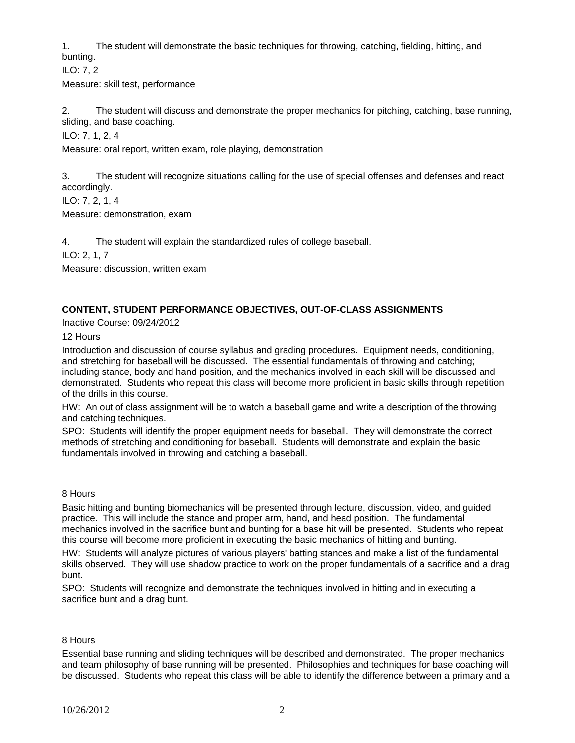1. The student will demonstrate the basic techniques for throwing, catching, fielding, hitting, and bunting.

ILO: 7, 2

Measure: skill test, performance

2. The student will discuss and demonstrate the proper mechanics for pitching, catching, base running, sliding, and base coaching.

ILO: 7, 1, 2, 4

Measure: oral report, written exam, role playing, demonstration

3. The student will recognize situations calling for the use of special offenses and defenses and react accordingly.

ILO: 7, 2, 1, 4

Measure: demonstration, exam

4. The student will explain the standardized rules of college baseball.

ILO: 2, 1, 7

Measure: discussion, written exam

**CONTENT, STUDENT PERFORMANCE OBJECTIVES, OUT-OF-CLASS ASSIGNMENTS**

Inactive Course: 09/24/2012

12 Hours

Introduction and discussion of course syllabus and grading procedures. Equipment needs, conditioning, and stretching for baseball will be discussed. The essential fundamentals of throwing and catching; including stance, body and hand position, and the mechanics involved in each skill will be discussed and demonstrated. Students who repeat this class will become more proficient in basic skills through repetition of the drills in this course.

HW: An out of class assignment will be to watch a baseball game and write a description of the throwing and catching techniques.

SPO: Students will identify the proper equipment needs for baseball. They will demonstrate the correct methods of stretching and conditioning for baseball. Students will demonstrate and explain the basic fundamentals involved in throwing and catching a baseball.

8 Hours

Basic hitting and bunting biomechanics will be presented through lecture, discussion, video, and guided practice. This will include the stance and proper arm, hand, and head position. The fundamental mechanics involved in the sacrifice bunt and bunting for a base hit will be presented. Students who repeat this course will become more proficient in executing the basic mechanics of hitting and bunting.

HW: Students will analyze pictures of various players' batting stances and make a list of the fundamental skills observed. They will use shadow practice to work on the proper fundamentals of a sacrifice and a drag bunt.

SPO: Students will recognize and demonstrate the techniques involved in hitting and in executing a sacrifice bunt and a drag bunt.

8 Hours

Essential base running and sliding techniques will be described and demonstrated. The proper mechanics and team philosophy of base running will be presented. Philosophies and techniques for base coaching will be discussed. Students who repeat this class will be able to identify the difference between a primary and a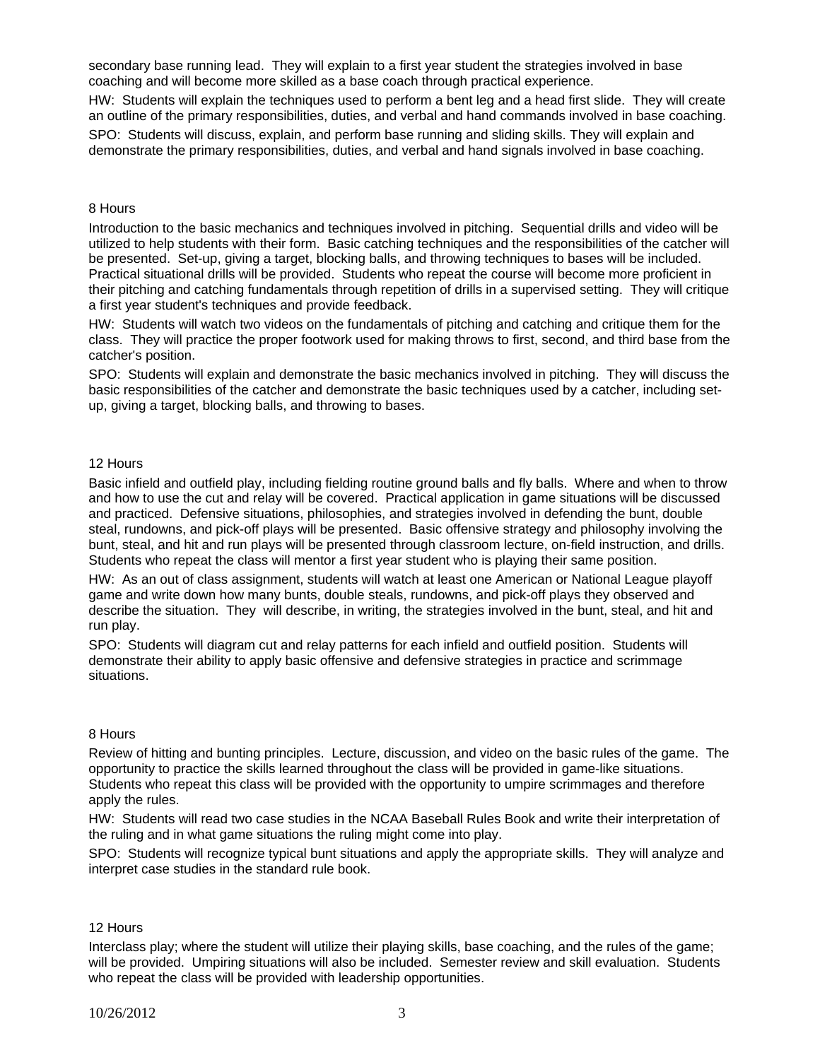secondary base running lead. They will explain to a first year student the strategies involved in base coaching and will become more skilled as a base coach through practical experience.

HW: Students will explain the techniques used to perform a bent leg and a head first slide. They will create an outline of the primary responsibilities, duties, and verbal and hand commands involved in base coaching.

SPO: Students will discuss, explain, and perform base running and sliding skills. They will explain and demonstrate the primary responsibilities, duties, and verbal and hand signals involved in base coaching.

8 Hours

Introduction to the basic mechanics and techniques involved in pitching. Sequential drills and video will be utilized to help students with their form. Basic catching techniques and the responsibilities of the catcher will be presented. Set-up, giving a target, blocking balls, and throwing techniques to bases will be included. Practical situational drills will be provided. Students who repeat the course will become more proficient in their pitching and catching fundamentals through repetition of drills in a supervised setting. They will critique a first year student's techniques and provide feedback.

HW: Students will watch two videos on the fundamentals of pitching and catching and critique them for the class. They will practice the proper footwork used for making throws to first, second, and third base from the catcher's position.

SPO: Students will explain and demonstrate the basic mechanics involved in pitching. They will discuss the basic responsibilities of the catcher and demonstrate the basic techniques used by a catcher, including set-up, giving a target, blocking balls, and throwing to bases.

12 Hours

Basic infield and outfield play, including fielding routine ground balls and fly balls. Where and when to throw and how to use the cut and relay will be covered. Practical application in game situations will be discussed and practiced. Defensive situations, philosophies, and strategies involved in defending the bunt, double steal, rundowns, and pick-off plays will be presented. Basic offensive strategy and philosophy involving the bunt, steal, and hit and run plays will be presented through classroom lecture, on-field instruction, and drills. Students who repeat the class will mentor a first year student who is playing their same position.

HW: As an out of class assignment, students will watch at least one American or National League playoff game and write down how many bunts, double steals, rundowns, and pick-off plays they observed and describe the situation. They will describe, in writing, the strategies involved in the bunt, steal, and hit and run play.

SPO: Students will diagram cut and relay patterns for each infield and outfield position. Students will demonstrate their ability to apply basic offensive and defensive strategies in practice and scrimmage situations.

8 Hours

Review of hitting and bunting principles. Lecture, discussion, and video on the basic rules of the game. The opportunity to practice the skills learned throughout the class will be provided in game-like situations. Students who repeat this class will be provided with the opportunity to umpire scrimmages and therefore apply the rules.

HW: Students will read two case studies in the NCAA Baseball Rules Book and write their interpretation of the ruling and in what game situations the ruling might come into play.

SPO: Students will recognize typical bunt situations and apply the appropriate skills. They will analyze and interpret case studies in the standard rule book.

12 Hours

Interclass play; where the student will utilize their playing skills, base coaching, and the rules of the game; will be provided. Umpiring situations will also be included. Semester review and skill evaluation. Students who repeat the class will be provided with leadership opportunities.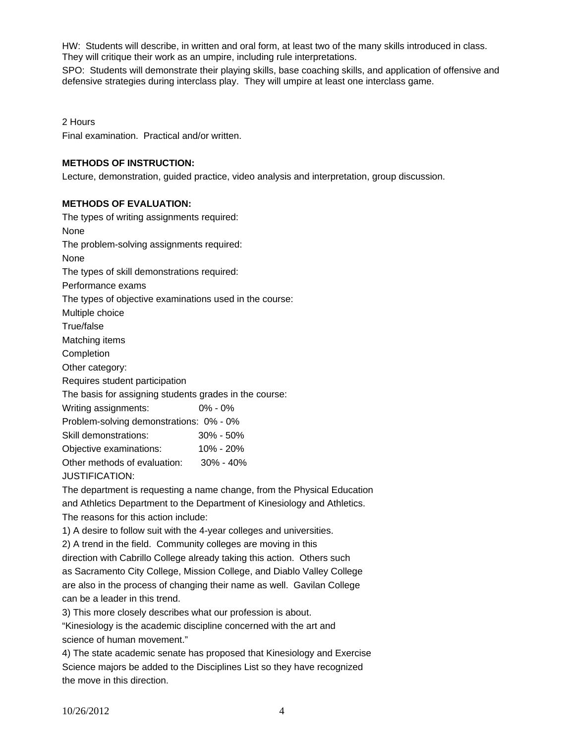HW: Students will describe, in written and oral form, at least two of the many skills introduced in class. They will critique their work as an umpire, including rule interpretations.

SPO: Students will demonstrate their playing skills, base coaching skills, and application of offensive and defensive strategies during interclass play. They will umpire at least one interclass game.

2 Hours

Final examination. Practical and/or written.

**METHODS OF INSTRUCTION:**

Lecture, demonstration, guided practice, video analysis and interpretation, group discussion.

**METHODS OF EVALUATION:**

The types of writing assignments required:

None

The problem-solving assignments required:

None

The types of skill demonstrations required:

Performance exams

The types of objective examinations used in the course:

Multiple choice

True/false

Matching items

Completion

Other category:

Requires student participation

The basis for assigning students grades in the course:

Writing assignments: 0% - 0%

Problem-solving demonstrations: 0% - 0%

Skill demonstrations: 30% - 50%

Objective examinations: 10% - 20%

Other methods of evaluation: 30% - 40%

JUSTIFICATION:

The department is requesting a name change, from the Physical Education and Athletics Department to the Department of Kinesiology and Athletics. The reasons for this action include:

1) A desire to follow suit with the 4-year colleges and universities.

2) A trend in the field. Community colleges are moving in this direction with Cabrillo College already taking this action. Others such as Sacramento City College, Mission College, and Diablo Valley College are also in the process of changing their name as well. Gavilan College can be a leader in this trend.

3) This more closely describes what our profession is about. "Kinesiology is the academic discipline concerned with the art and science of human movement."

4) The state academic senate has proposed that Kinesiology and Exercise Science majors be added to the Disciplines List so they have recognized the move in this direction.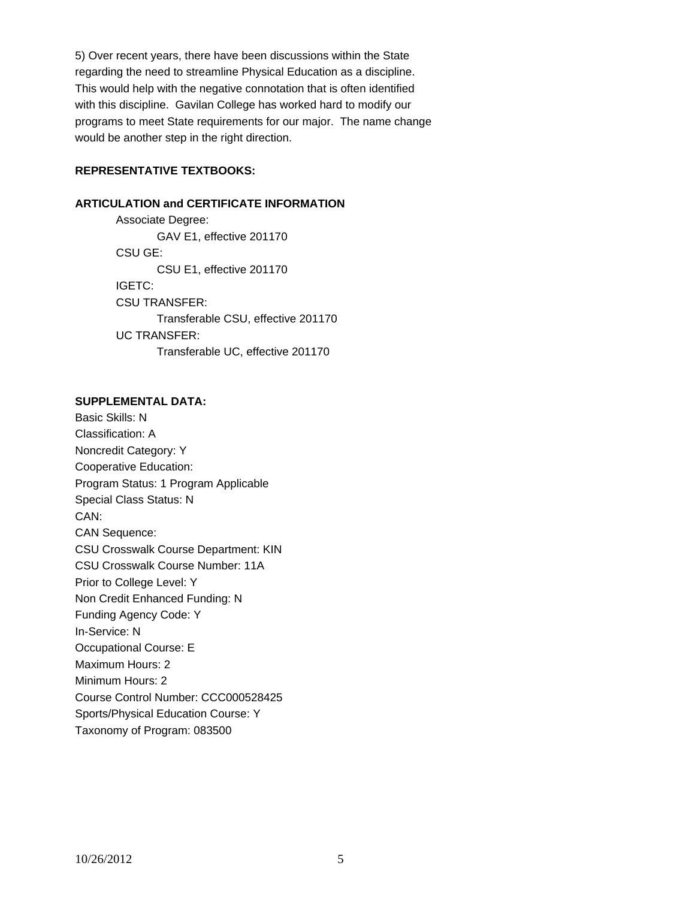5) Over recent years, there have been discussions within the State regarding the need to streamline Physical Education as a discipline. This would help with the negative connotation that is often identified with this discipline. Gavilan College has worked hard to modify our programs to meet State requirements for our major. The name change would be another step in the right direction.

**REPRESENTATIVE TEXTBOOKS:**

**ARTICULATION and CERTIFICATE INFORMATION**

Associate Degree:
GAV E1, effective 201170

CSU GE:
CSU E1, effective 201170

IGETC:

CSU TRANSFER:
Transferable CSU, effective 201170

UC TRANSFER:
Transferable UC, effective 201170

**SUPPLEMENTAL DATA:**

Basic Skills: N
Classification: A
Noncredit Category: Y
Cooperative Education:
Program Status: 1 Program Applicable
Special Class Status: N
CAN:
CAN Sequence:
CSU Crosswalk Course Department: KIN
CSU Crosswalk Course Number: 11A
Prior to College Level: Y
Non Credit Enhanced Funding: N
Funding Agency Code: Y
In-Service: N
Occupational Course: E
Maximum Hours: 2
Minimum Hours: 2
Course Control Number: CCC000528425
Sports/Physical Education Course: Y
Taxonomy of Program: 083500